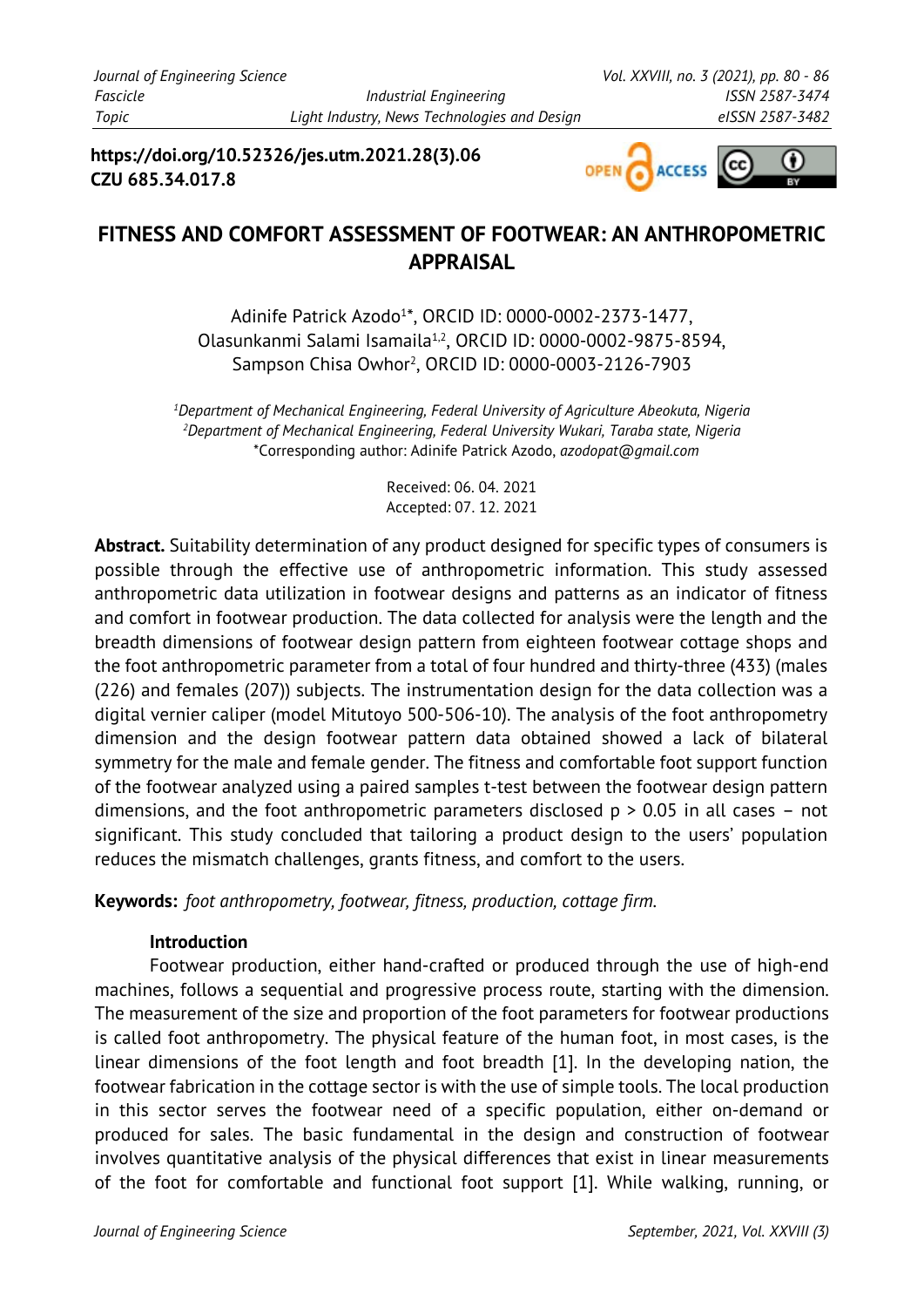**https://doi.org/10.52326/jes.utm.2021.28(3).06**
**CZU 685.34.017.8**

# FITNESS AND COMFORT ASSESSMENT OF FOOTWEAR: AN ANTHROPOMETRIC APPRAISAL

Adinife Patrick Azodo[1]*, ORCID ID: 0000-0002-2373-1477,
Olasunkanmi Salami Isamaila[1,2], ORCID ID: 0000-0002-9875-8594,
Sampson Chisa Owhor[2], ORCID ID: 0000-0003-2126-7903

[1]*Department of Mechanical Engineering, Federal University of Agriculture Abeokuta, Nigeria*
[2]*Department of Mechanical Engineering, Federal University Wukari, Taraba state, Nigeria*
*Corresponding author: Adinife Patrick Azodo, *azodopat@gmail.com*

Received: 06. 04. 2021
Accepted: 07. 12. 2021

**Abstract.** Suitability determination of any product designed for specific types of consumers is possible through the effective use of anthropometric information. This study assessed anthropometric data utilization in footwear designs and patterns as an indicator of fitness and comfort in footwear production. The data collected for analysis were the length and the breadth dimensions of footwear design pattern from eighteen footwear cottage shops and the foot anthropometric parameter from a total of four hundred and thirty-three (433) (males (226) and females (207)) subjects. The instrumentation design for the data collection was a digital vernier caliper (model Mitutoyo 500-506-10). The analysis of the foot anthropometry dimension and the design footwear pattern data obtained showed a lack of bilateral symmetry for the male and female gender. The fitness and comfortable foot support function of the footwear analyzed using a paired samples t-test between the footwear design pattern dimensions, and the foot anthropometric parameters disclosed $p > 0.05$ in all cases – not significant. This study concluded that tailoring a product design to the users' population reduces the mismatch challenges, grants fitness, and comfort to the users.

**Keywords:** *foot anthropometry, footwear, fitness, production, cottage firm.*

## Introduction

Footwear production, either hand-crafted or produced through the use of high-end machines, follows a sequential and progressive process route, starting with the dimension. The measurement of the size and proportion of the foot parameters for footwear productions is called foot anthropometry. The physical feature of the human foot, in most cases, is the linear dimensions of the foot length and foot breadth [1]. In the developing nation, the footwear fabrication in the cottage sector is with the use of simple tools. The local production in this sector serves the footwear need of a specific population, either on-demand or produced for sales. The basic fundamental in the design and construction of footwear involves quantitative analysis of the physical differences that exist in linear measurements of the foot for comfortable and functional foot support [1]. While walking, running, or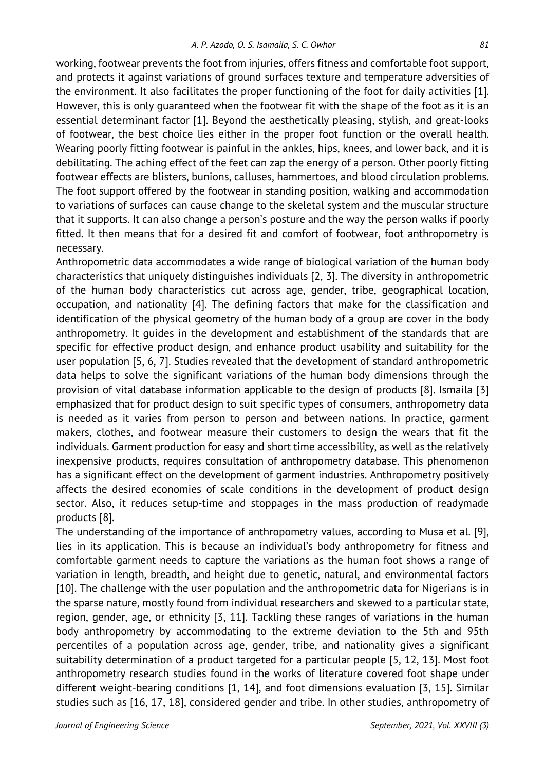working, footwear prevents the foot from injuries, offers fitness and comfortable foot support, and protects it against variations of ground surfaces texture and temperature adversities of the environment. It also facilitates the proper functioning of the foot for daily activities [1]. However, this is only guaranteed when the footwear fit with the shape of the foot as it is an essential determinant factor [1]. Beyond the aesthetically pleasing, stylish, and great-looks of footwear, the best choice lies either in the proper foot function or the overall health. Wearing poorly fitting footwear is painful in the ankles, hips, knees, and lower back, and it is debilitating. The aching effect of the feet can zap the energy of a person. Other poorly fitting footwear effects are blisters, bunions, calluses, hammertoes, and blood circulation problems. The foot support offered by the footwear in standing position, walking and accommodation to variations of surfaces can cause change to the skeletal system and the muscular structure that it supports. It can also change a person's posture and the way the person walks if poorly fitted. It then means that for a desired fit and comfort of footwear, foot anthropometry is necessary.

Anthropometric data accommodates a wide range of biological variation of the human body characteristics that uniquely distinguishes individuals [2, 3]. The diversity in anthropometric of the human body characteristics cut across age, gender, tribe, geographical location, occupation, and nationality [4]. The defining factors that make for the classification and identification of the physical geometry of the human body of a group are cover in the body anthropometry. It guides in the development and establishment of the standards that are specific for effective product design, and enhance product usability and suitability for the user population [5, 6, 7]. Studies revealed that the development of standard anthropometric data helps to solve the significant variations of the human body dimensions through the provision of vital database information applicable to the design of products [8]. Ismaila [3] emphasized that for product design to suit specific types of consumers, anthropometry data is needed as it varies from person to person and between nations. In practice, garment makers, clothes, and footwear measure their customers to design the wears that fit the individuals. Garment production for easy and short time accessibility, as well as the relatively inexpensive products, requires consultation of anthropometry database. This phenomenon has a significant effect on the development of garment industries. Anthropometry positively affects the desired economies of scale conditions in the development of product design sector. Also, it reduces setup-time and stoppages in the mass production of readymade products [8].

The understanding of the importance of anthropometry values, according to Musa et al. [9], lies in its application. This is because an individual's body anthropometry for fitness and comfortable garment needs to capture the variations as the human foot shows a range of variation in length, breadth, and height due to genetic, natural, and environmental factors [10]. The challenge with the user population and the anthropometric data for Nigerians is in the sparse nature, mostly found from individual researchers and skewed to a particular state, region, gender, age, or ethnicity [3, 11]. Tackling these ranges of variations in the human body anthropometry by accommodating to the extreme deviation to the 5th and 95th percentiles of a population across age, gender, tribe, and nationality gives a significant suitability determination of a product targeted for a particular people [5, 12, 13]. Most foot anthropometry research studies found in the works of literature covered foot shape under different weight-bearing conditions [1, 14], and foot dimensions evaluation [3, 15]. Similar studies such as [16, 17, 18], considered gender and tribe. In other studies, anthropometry of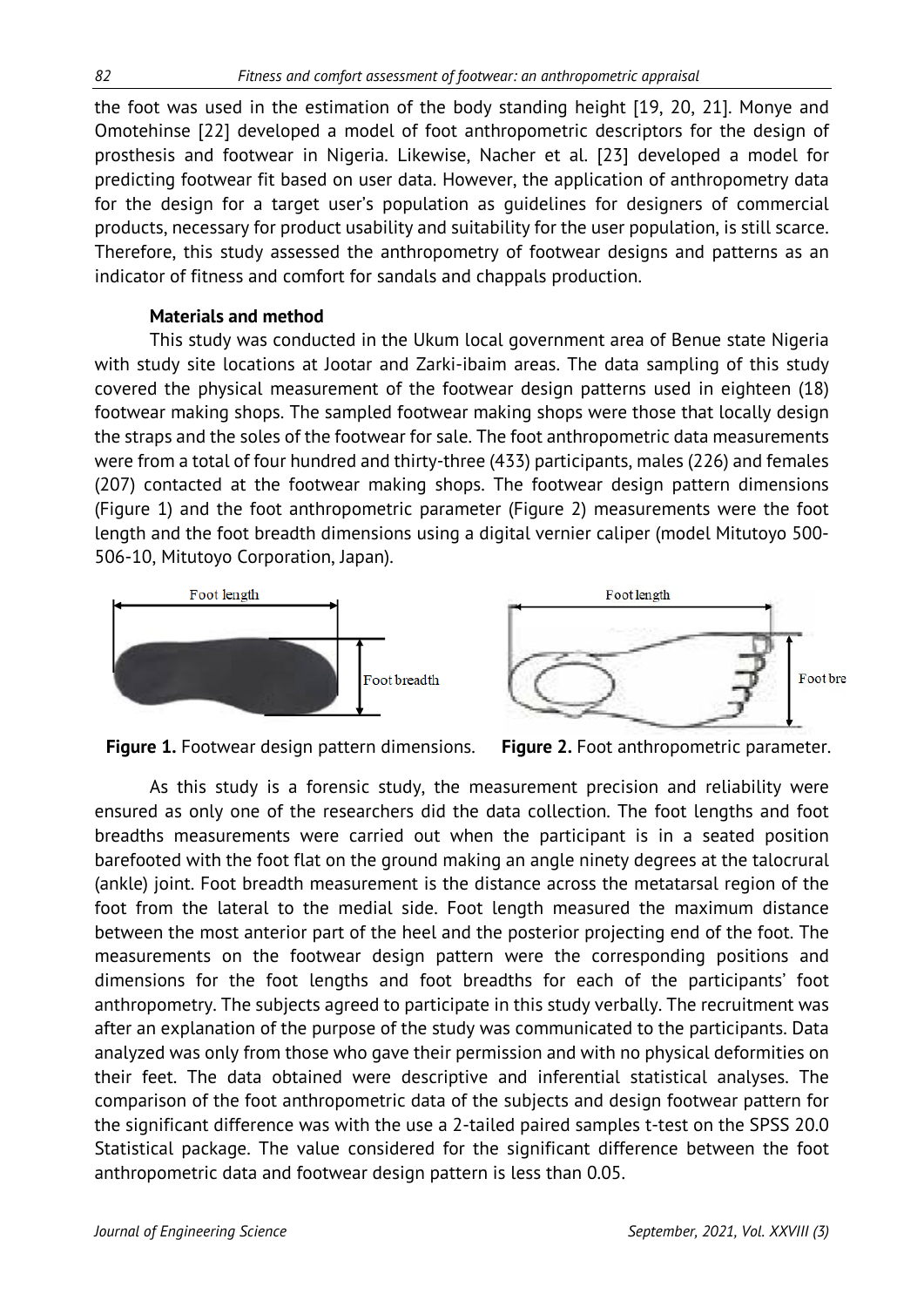the foot was used in the estimation of the body standing height [19, 20, 21]. Monye and Omotehinse [22] developed a model of foot anthropometric descriptors for the design of prosthesis and footwear in Nigeria. Likewise, Nacher et al. [23] developed a model for predicting footwear fit based on user data. However, the application of anthropometry data for the design for a target user's population as guidelines for designers of commercial products, necessary for product usability and suitability for the user population, is still scarce. Therefore, this study assessed the anthropometry of footwear designs and patterns as an indicator of fitness and comfort for sandals and chappals production.

## Materials and method

This study was conducted in the Ukum local government area of Benue state Nigeria with study site locations at Jootar and Zarki-ibaim areas. The data sampling of this study covered the physical measurement of the footwear design patterns used in eighteen (18) footwear making shops. The sampled footwear making shops were those that locally design the straps and the soles of the footwear for sale. The foot anthropometric data measurements were from a total of four hundred and thirty-three (433) participants, males (226) and females (207) contacted at the footwear making shops. The footwear design pattern dimensions (Figure 1) and the foot anthropometric parameter (Figure 2) measurements were the foot length and the foot breadth dimensions using a digital vernier caliper (model Mitutoyo 500-506-10, Mitutoyo Corporation, Japan).

**Figure 1.** Footwear design pattern dimensions.

**Figure 2.** Foot anthropometric parameter.

As this study is a forensic study, the measurement precision and reliability were ensured as only one of the researchers did the data collection. The foot lengths and foot breadths measurements were carried out when the participant is in a seated position barefooted with the foot flat on the ground making an angle ninety degrees at the talocrural (ankle) joint. Foot breadth measurement is the distance across the metatarsal region of the foot from the lateral to the medial side. Foot length measured the maximum distance between the most anterior part of the heel and the posterior projecting end of the foot. The measurements on the footwear design pattern were the corresponding positions and dimensions for the foot lengths and foot breadths for each of the participants' foot anthropometry. The subjects agreed to participate in this study verbally. The recruitment was after an explanation of the purpose of the study was communicated to the participants. Data analyzed was only from those who gave their permission and with no physical deformities on their feet. The data obtained were descriptive and inferential statistical analyses. The comparison of the foot anthropometric data of the subjects and design footwear pattern for the significant difference was with the use a 2-tailed paired samples t-test on the SPSS 20.0 Statistical package. The value considered for the significant difference between the foot anthropometric data and footwear design pattern is less than 0.05.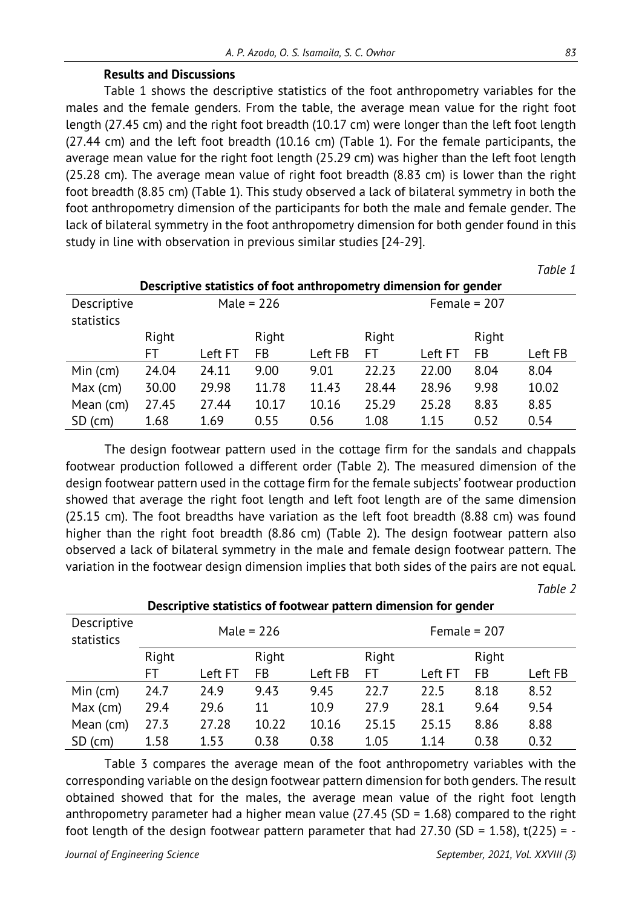**Results and Discussions**

Table 1 shows the descriptive statistics of the foot anthropometry variables for the males and the female genders. From the table, the average mean value for the right foot length (27.45 cm) and the right foot breadth (10.17 cm) were longer than the left foot length (27.44 cm) and the left foot breadth (10.16 cm) (Table 1). For the female participants, the average mean value for the right foot length (25.29 cm) was higher than the left foot length (25.28 cm). The average mean value of right foot breadth (8.83 cm) is lower than the right foot breadth (8.85 cm) (Table 1). This study observed a lack of bilateral symmetry in both the foot anthropometry dimension of the participants for both the male and female gender. The lack of bilateral symmetry in the foot anthropometry dimension for both gender found in this study in line with observation in previous similar studies [24-29].

*Table 1*

**Descriptive statistics of foot anthropometry dimension for gender**

| Descriptive statistics | Male = 226 | | | | Female = 207 | | | |
|---|---|---|---|---|---|---|---|---|
| | Right FT | Left FT | Right FB | Left FB | Right FT | Left FT | Right FB | Left FB |
| Min (cm) | 24.04 | 24.11 | 9.00 | 9.01 | 22.23 | 22.00 | 8.04 | 8.04 |
| Max (cm) | 30.00 | 29.98 | 11.78 | 11.43 | 28.44 | 28.96 | 9.98 | 10.02 |
| Mean (cm) | 27.45 | 27.44 | 10.17 | 10.16 | 25.29 | 25.28 | 8.83 | 8.85 |
| SD (cm) | 1.68 | 1.69 | 0.55 | 0.56 | 1.08 | 1.15 | 0.52 | 0.54 |

The design footwear pattern used in the cottage firm for the sandals and chappals footwear production followed a different order (Table 2). The measured dimension of the design footwear pattern used in the cottage firm for the female subjects' footwear production showed that average the right foot length and left foot length are of the same dimension (25.15 cm). The foot breadths have variation as the left foot breadth (8.88 cm) was found higher than the right foot breadth (8.86 cm) (Table 2). The design footwear pattern also observed a lack of bilateral symmetry in the male and female design footwear pattern. The variation in the footwear design dimension implies that both sides of the pairs are not equal.

*Table 2*

**Descriptive statistics of footwear pattern dimension for gender**

| Descriptive statistics | Male = 226 | | | | Female = 207 | | | |
|---|---|---|---|---|---|---|---|---|
| | Right FT | Left FT | Right FB | Left FB | Right FT | Left FT | Right FB | Left FB |
| Min (cm) | 24.7 | 24.9 | 9.43 | 9.45 | 22.7 | 22.5 | 8.18 | 8.52 |
| Max (cm) | 29.4 | 29.6 | 11 | 10.9 | 27.9 | 28.1 | 9.64 | 9.54 |
| Mean (cm) | 27.3 | 27.28 | 10.22 | 10.16 | 25.15 | 25.15 | 8.86 | 8.88 |
| SD (cm) | 1.58 | 1.53 | 0.38 | 0.38 | 1.05 | 1.14 | 0.38 | 0.32 |

Table 3 compares the average mean of the foot anthropometry variables with the corresponding variable on the design footwear pattern dimension for both genders. The result obtained showed that for the males, the average mean value of the right foot length anthropometry parameter had a higher mean value (27.45 (SD = 1.68) compared to the right foot length of the design footwear pattern parameter that had 27.30 (SD = 1.58), $t(225)$ = -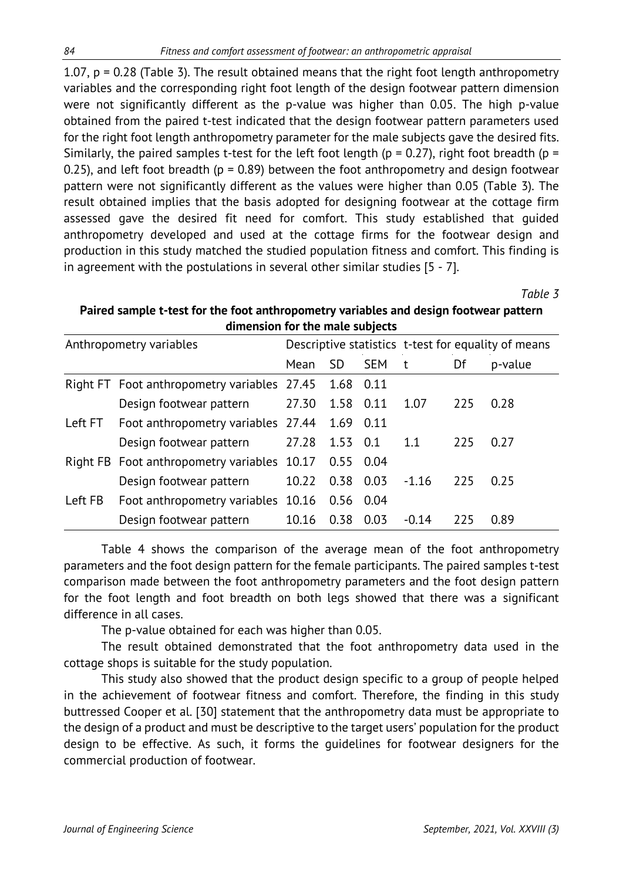1.07, p = 0.28 (Table 3). The result obtained means that the right foot length anthropometry variables and the corresponding right foot length of the design footwear pattern dimension were not significantly different as the p-value was higher than 0.05. The high p-value obtained from the paired t-test indicated that the design footwear pattern parameters used for the right foot length anthropometry parameter for the male subjects gave the desired fits. Similarly, the paired samples t-test for the left foot length (p = 0.27), right foot breadth (p = 0.25), and left foot breadth (p = 0.89) between the foot anthropometry and design footwear pattern were not significantly different as the values were higher than 0.05 (Table 3). The result obtained implies that the basis adopted for designing footwear at the cottage firm assessed gave the desired fit need for comfort. This study established that guided anthropometry developed and used at the cottage firms for the footwear design and production in this study matched the studied population fitness and comfort. This finding is in agreement with the postulations in several other similar studies [5 - 7].

*Table 3*

**Paired sample t-test for the foot anthropometry variables and design footwear pattern dimension for the male subjects**

| Anthropometry variables | | Descriptive statistics | | | t-test for equality of means | | |
|---|---|---|---|---|---|---|---|
| | | Mean | SD | SEM | t | Df | p-value |
| Right FT | Foot anthropometry variables | 27.45 | 1.68 | 0.11 | | | |
| | Design footwear pattern | 27.30 | 1.58 | 0.11 | 1.07 | 225 | 0.28 |
| Left FT | Foot anthropometry variables | 27.44 | 1.69 | 0.11 | | | |
| | Design footwear pattern | 27.28 | 1.53 | 0.1 | 1.1 | 225 | 0.27 |
| Right FB | Foot anthropometry variables | 10.17 | 0.55 | 0.04 | | | |
| | Design footwear pattern | 10.22 | 0.38 | 0.03 | -1.16 | 225 | 0.25 |
| Left FB | Foot anthropometry variables | 10.16 | 0.56 | 0.04 | | | |
| | Design footwear pattern | 10.16 | 0.38 | 0.03 | -0.14 | 225 | 0.89 |

Table 4 shows the comparison of the average mean of the foot anthropometry parameters and the foot design pattern for the female participants. The paired samples t-test comparison made between the foot anthropometry parameters and the foot design pattern for the foot length and foot breadth on both legs showed that there was a significant difference in all cases.

The p-value obtained for each was higher than 0.05.

The result obtained demonstrated that the foot anthropometry data used in the cottage shops is suitable for the study population.

This study also showed that the product design specific to a group of people helped in the achievement of footwear fitness and comfort. Therefore, the finding in this study buttressed Cooper et al. [30] statement that the anthropometry data must be appropriate to the design of a product and must be descriptive to the target users' population for the product design to be effective. As such, it forms the guidelines for footwear designers for the commercial production of footwear.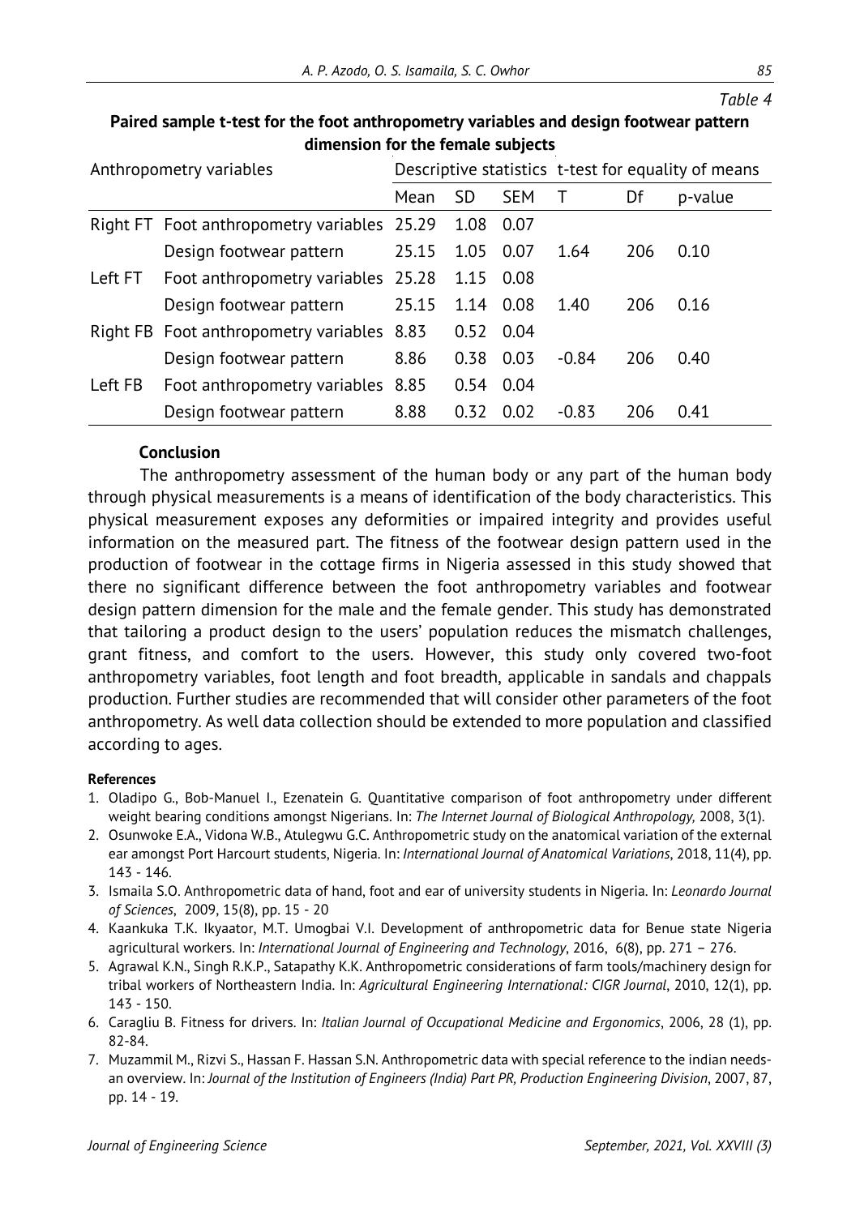Table 4

**Paired sample t-test for the foot anthropometry variables and design footwear pattern dimension for the female subjects**

| Anthropometry variables | | Descriptive statistics | | | t-test for equality of means | | |
|---|---|---|---|---|---|---|---|
| | | Mean | SD | SEM | T | Df | p-value |
| Right FT | Foot anthropometry variables | 25.29 | 1.08 | 0.07 | | | |
| | Design footwear pattern | 25.15 | 1.05 | 0.07 | 1.64 | 206 | 0.10 |
| Left FT | Foot anthropometry variables | 25.28 | 1.15 | 0.08 | | | |
| | Design footwear pattern | 25.15 | 1.14 | 0.08 | 1.40 | 206 | 0.16 |
| Right FB | Foot anthropometry variables | 8.83 | 0.52 | 0.04 | | | |
| | Design footwear pattern | 8.86 | 0.38 | 0.03 | -0.84 | 206 | 0.40 |
| Left FB | Foot anthropometry variables | 8.85 | 0.54 | 0.04 | | | |
| | Design footwear pattern | 8.88 | 0.32 | 0.02 | -0.83 | 206 | 0.41 |

## Conclusion

The anthropometry assessment of the human body or any part of the human body through physical measurements is a means of identification of the body characteristics. This physical measurement exposes any deformities or impaired integrity and provides useful information on the measured part. The fitness of the footwear design pattern used in the production of footwear in the cottage firms in Nigeria assessed in this study showed that there no significant difference between the foot anthropometry variables and footwear design pattern dimension for the male and the female gender. This study has demonstrated that tailoring a product design to the users' population reduces the mismatch challenges, grant fitness, and comfort to the users. However, this study only covered two-foot anthropometry variables, foot length and foot breadth, applicable in sandals and chappals production. Further studies are recommended that will consider other parameters of the foot anthropometry. As well data collection should be extended to more population and classified according to ages.

**References**

1. Oladipo G., Bob-Manuel I., Ezenatein G. Quantitative comparison of foot anthropometry under different weight bearing conditions amongst Nigerians. In: *The Internet Journal of Biological Anthropology,* 2008, 3(1).
2. Osunwoke E.A., Vidona W.B., Atulegwu G.C. Anthropometric study on the anatomical variation of the external ear amongst Port Harcourt students, Nigeria. In: *International Journal of Anatomical Variations*, 2018, 11(4), pp. 143 - 146.
3. Ismaila S.O. Anthropometric data of hand, foot and ear of university students in Nigeria. In: *Leonardo Journal of Sciences*, 2009, 15(8), pp. 15 - 20
4. Kaankuka T.K. Ikyaator, M.T. Umogbai V.I. Development of anthropometric data for Benue state Nigeria agricultural workers. In: *International Journal of Engineering and Technology*, 2016, 6(8), pp. 271 – 276.
5. Agrawal K.N., Singh R.K.P., Satapathy K.K. Anthropometric considerations of farm tools/machinery design for tribal workers of Northeastern India. In: *Agricultural Engineering International: CIGR Journal*, 2010, 12(1), pp. 143 - 150.
6. Caragliu B. Fitness for drivers. In: *Italian Journal of Occupational Medicine and Ergonomics*, 2006, 28 (1), pp. 82-84.
7. Muzammil M., Rizvi S., Hassan F. Hassan S.N. Anthropometric data with special reference to the indian needs-an overview. In: *Journal of the Institution of Engineers (India) Part PR, Production Engineering Division*, 2007, 87, pp. 14 - 19.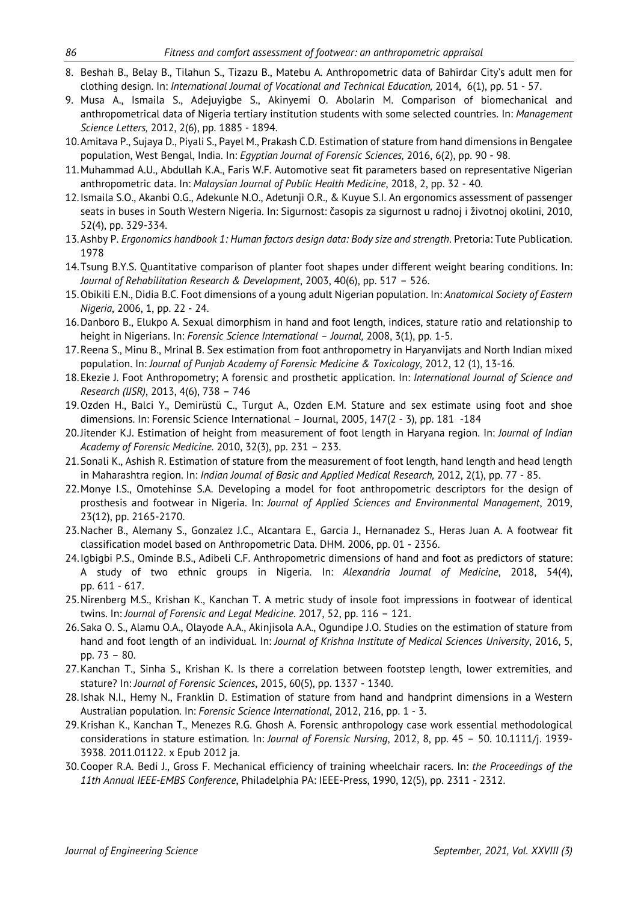8. Beshah B., Belay B., Tilahun S., Tizazu B., Matebu A. Anthropometric data of Bahirdar City's adult men for clothing design. In: *International Journal of Vocational and Technical Education,* 2014, 6(1), pp. 51 - 57.
9. Musa A., Ismaila S., Adejuyigbe S., Akinyemi O. Abolarin M. Comparison of biomechanical and anthropometrical data of Nigeria tertiary institution students with some selected countries. In: *Management Science Letters,* 2012, 2(6), pp. 1885 - 1894.
10. Amitava P., Sujaya D., Piyali S., Payel M., Prakash C.D. Estimation of stature from hand dimensions in Bengalee population, West Bengal, India. In: *Egyptian Journal of Forensic Sciences,* 2016, 6(2), pp. 90 - 98.
11. Muhammad A.U., Abdullah K.A., Faris W.F. Automotive seat fit parameters based on representative Nigerian anthropometric data. In: *Malaysian Journal of Public Health Medicine*, 2018, 2, pp. 32 - 40.
12. Ismaila S.O., Akanbi O.G., Adekunle N.O., Adetunji O.R., & Kuyue S.I. An ergonomics assessment of passenger seats in buses in South Western Nigeria. In: Sigurnost: časopis za sigurnost u radnoj i životnoj okolini, 2010, 52(4), pp. 329-334.
13. Ashby P. *Ergonomics handbook 1: Human factors design data: Body size and strength*. Pretoria: Tute Publication. 1978
14. Tsung B.Y.S. Quantitative comparison of planter foot shapes under different weight bearing conditions. In: *Journal of Rehabilitation Research & Development*, 2003, 40(6), pp. 517 – 526.
15. Obikili E.N., Didia B.C. Foot dimensions of a young adult Nigerian population. In: *Anatomical Society of Eastern Nigeria*, 2006, 1, pp. 22 - 24.
16. Danboro B., Elukpo A. Sexual dimorphism in hand and foot length, indices, stature ratio and relationship to height in Nigerians. In: *Forensic Science International – Journal,* 2008, 3(1), pp. 1-5.
17. Reena S., Minu B., Mrinal B. Sex estimation from foot anthropometry in Haryanvijats and North Indian mixed population. In: *Journal of Punjab Academy of Forensic Medicine & Toxicology*, 2012, 12 (1), 13-16.
18. Ekezie J. Foot Anthropometry; A forensic and prosthetic application. In: *International Journal of Science and Research (IJSR)*, 2013, 4(6), 738 – 746
19. Ozden H., Balci Y., Demirüstü C., Turgut A., Ozden E.M. Stature and sex estimate using foot and shoe dimensions. In: Forensic Science International – Journal, 2005, 147(2 - 3), pp. 181 -184
20. Jitender K.J. Estimation of height from measurement of foot length in Haryana region. In: *Journal of Indian Academy of Forensic Medicine.* 2010, 32(3), pp. 231 – 233.
21. Sonali K., Ashish R. Estimation of stature from the measurement of foot length, hand length and head length in Maharashtra region. In: *Indian Journal of Basic and Applied Medical Research,* 2012, 2(1), pp. 77 - 85.
22. Monye I.S., Omotehinse S.A. Developing a model for foot anthropometric descriptors for the design of prosthesis and footwear in Nigeria. In: *Journal of Applied Sciences and Environmental Management*, 2019, 23(12), pp. 2165-2170.
23. Nacher B., Alemany S., Gonzalez J.C., Alcantara E., Garcia J., Hernanadez S., Heras Juan A. A footwear fit classification model based on Anthropometric Data. DHM. 2006, pp. 01 - 2356.
24. Igbigbi P.S., Ominde B.S., Adibeli C.F. Anthropometric dimensions of hand and foot as predictors of stature: A study of two ethnic groups in Nigeria. In: *Alexandria Journal of Medicine*, 2018, 54(4), pp. 611 - 617.
25. Nirenberg M.S., Krishan K., Kanchan T. A metric study of insole foot impressions in footwear of identical twins. In: *Journal of Forensic and Legal Medicine*. 2017, 52, pp. 116 – 121.
26. Saka O. S., Alamu O.A., Olayode A.A., Akinjisola A.A., Ogundipe J.O. Studies on the estimation of stature from hand and foot length of an individual. In: *Journal of Krishna Institute of Medical Sciences University*, 2016, 5, pp. 73 – 80.
27. Kanchan T., Sinha S., Krishan K. Is there a correlation between footstep length, lower extremities, and stature? In: *Journal of Forensic Sciences*, 2015, 60(5), pp. 1337 - 1340.
28. Ishak N.I., Hemy N., Franklin D. Estimation of stature from hand and handprint dimensions in a Western Australian population. In: *Forensic Science International*, 2012, 216, pp. 1 - 3.
29. Krishan K., Kanchan T., Menezes R.G. Ghosh A. Forensic anthropology case work essential methodological considerations in stature estimation. In: *Journal of Forensic Nursing*, 2012, 8, pp. 45 – 50. 10.1111/j. 1939-3938. 2011.01122. x Epub 2012 ja.
30. Cooper R.A. Bedi J., Gross F. Mechanical efficiency of training wheelchair racers. In: *the Proceedings of the 11th Annual IEEE-EMBS Conference*, Philadelphia PA: IEEE-Press, 1990, 12(5), pp. 2311 - 2312.